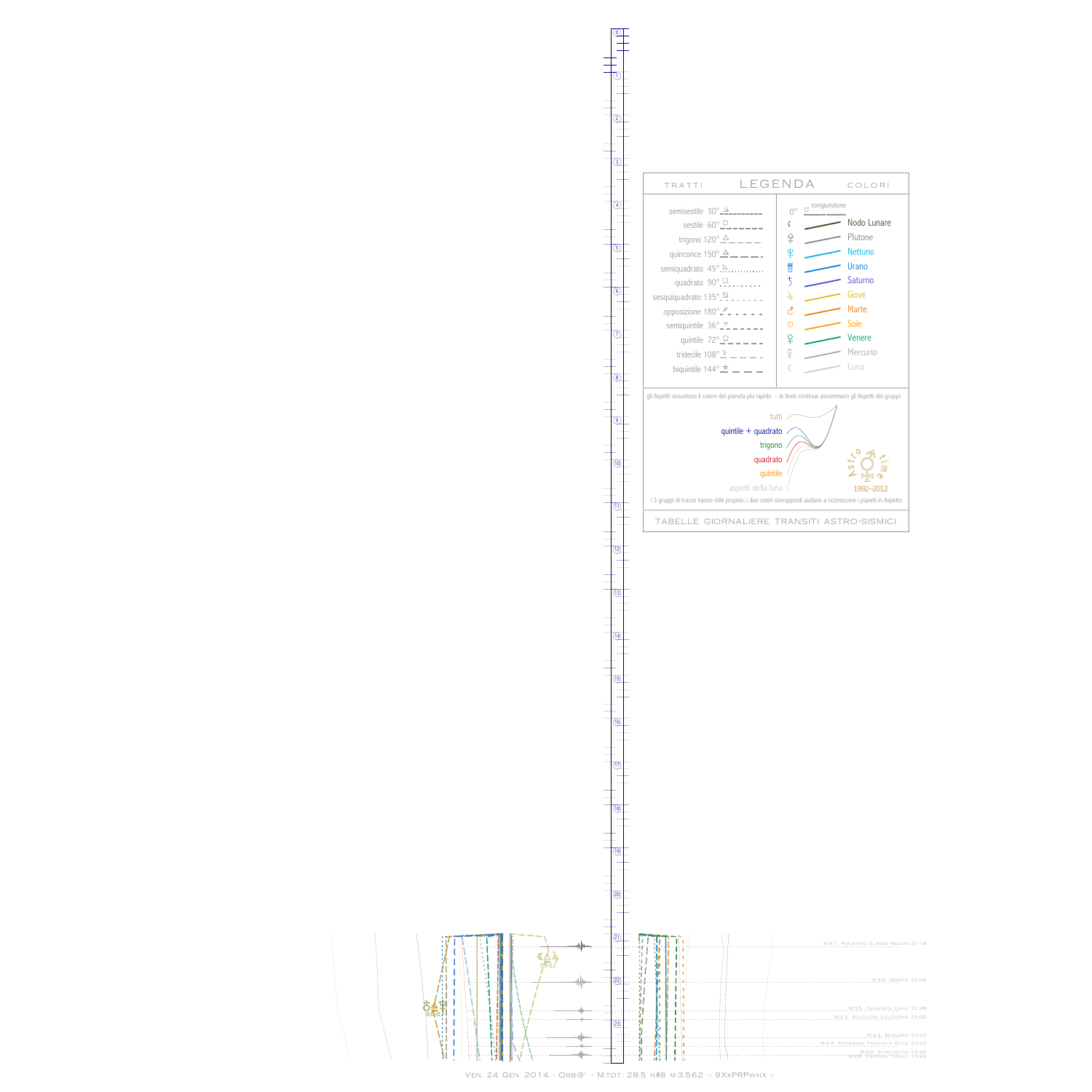# LEGENDA

TRATTI

- semisestile 30°
- sestile 60°
- trigono 120°
- quinconce 150°
- semiquadrato 45°
- quadrato 90°
- sesquiquadrato 135°
- opposizione 180°
- semiquintile 36°
- quintile 72°
- tridecile 108°
- biquintile 144°

COLORI

- 0° congiunzione
- Nodo Lunare
- Plutone
- Nettuno
- Urano
- Saturno
- Giove
- Marte
- Sole
- Venere
- Mercurio
- Luna

gli Aspetti assumono il colore del pianeta più rapido - le linee continue assommano gli Aspetti dei gruppi:

- tutti
- quintile + quadrato
- trigono
- quadrato
- quintile
- aspetti della luna

Astro time 1992–2012

i 3 gruppi di tracce hanno stile proprio; i due colori sovrapposti aiutano a riconoscere i pianeti in Aspetto

TABELLE GIORNALIERE TRANSITI ASTRO-SISMICI

M.4.7 Philippine Islands Region 21:18

M.4.5 Greece 22:08

M.3.5 Tarapaca Chile 22:48

M.2.3 Southern California 23:00

M.4.3 Myanmar 23:25

M.2.4 Offshore Tarapaca Chile 23:37

M.4.0 Kyrgyzstan 23:49

M.2.8 Eastern Turkey 23:49

Ven. 24 Gen. 2014 - Orb:9° - M.tot: 28.5 n#8 m:3.562 -: 9XxPRPwhx :-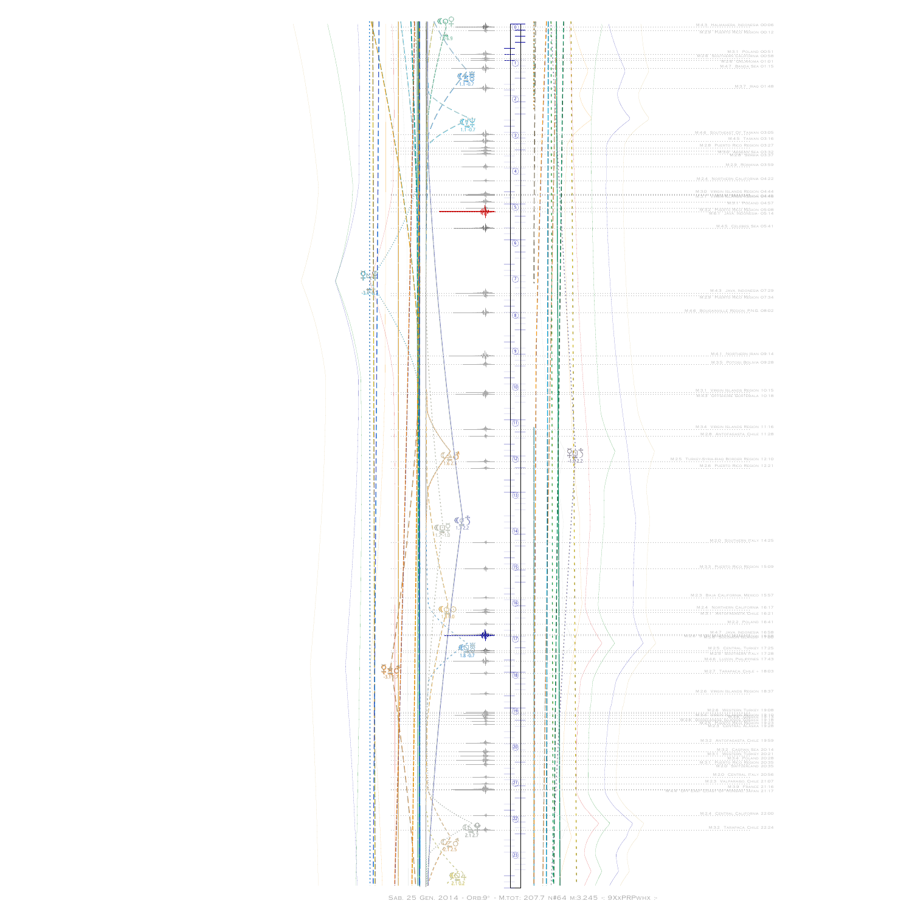M:4.3 Halmahera, Indonesia 00:06
M:2.9 Puerto Rico Region 00:12
M:3.1 Poland 00:51
M:2.8 Southern California 00:58
M:2.9 California 01:01
M:4.7 Banda Sea 01:15
M:3.7 Iraq 01:48
M:4.6 Southeast Of Taiwan 03:05
M:4.5 Taiwan 03:16
M:2.8 Puerto Rico Region 03:27
M:3.0 Aegean Sea 03:32
M:2.8 Serbia 03:37
M:2.9 Romania 03:59
M:2.4 Northern California 04:22
M:3.0 Virgin Islands Region 04:44
M:3.1 Virgin Islands Region 04:48
M:2.1 Poland 04:57
M:3.2 Puerto Rico Region 05:08
M:6.1 Java, Indonesia 05:14
M:4.5 Celebes Sea 05:41
M:4.3 Java, Indonesia 07:29
M:2.9 Puerto Rico Region 07:34
M:4.6 Bougainville Region, P.N.G. 08:02
M:4.1 Northern Iran 09:14
M:3.5 Potosi, Bolivia 09:28
M:3.1 Virgin Islands Region 10:15
M:4.3 Offshore Guatemala 10:18
M:3.4 Virgin Islands Region 11:16
M:2.9 Antofagasta, Chile 11:28
M:2.5 Turkey-Syria-Iraq Border Region 12:10
M:2.6 Puerto Rico Region 12:21
M:2.0 Southern Italy 14:25
M:3.5 Puerto Rico Region 15:09
M:3.3 Baja California, Mexico 15:57
M:2.4 Northern California 16:17
M:3.1 Antofagasta, Chile 16:21
M:2.2 Poland 16:41
M:4.7 Java, Indonesia 16:58
M:5.1 Western Xizang 17:00
M:2.5 Central Turkey 17:25
M:2.9 Southern Italy 17:28
M:4.6 Luzon, Philippines 17:43
M:2.7 Tarapaca, Chile 18:03
M:2.6 Virgin Islands Region 18:37
M:2.6 Western Turkey 19:08
M:2.3 Central Alaska 19:28
M:3.2 Antofagasta, Chile 19:59
M:3.3 Caspian Sea 20:14
M:3.1 Western Turkey 20:21
M:2.4 Poland 20:28
M:3.1 Puerto Rico Region 20:35
M:2.0 Switzerland 20:35
M:2.0 Central Italy 20:58
M:2.3 Valparaiso, Chile 21:07
M:3.3 France 21:16
M:4.5 Off East Coast Of Honshu, Japan 21:17
M:2.4 Central California 22:00
M:3.2 Tarapaca, Chile 22:24

0 1 2 3 4 5 6 7 8 9 10 11 12 13 14 15 16 17 18 19 20 21 22 23

Sab. 25 Gen. 2014 - Orb:9° - M.tot: 207.7 n#64 m:3.245 -( 9XxPRPwhx )-